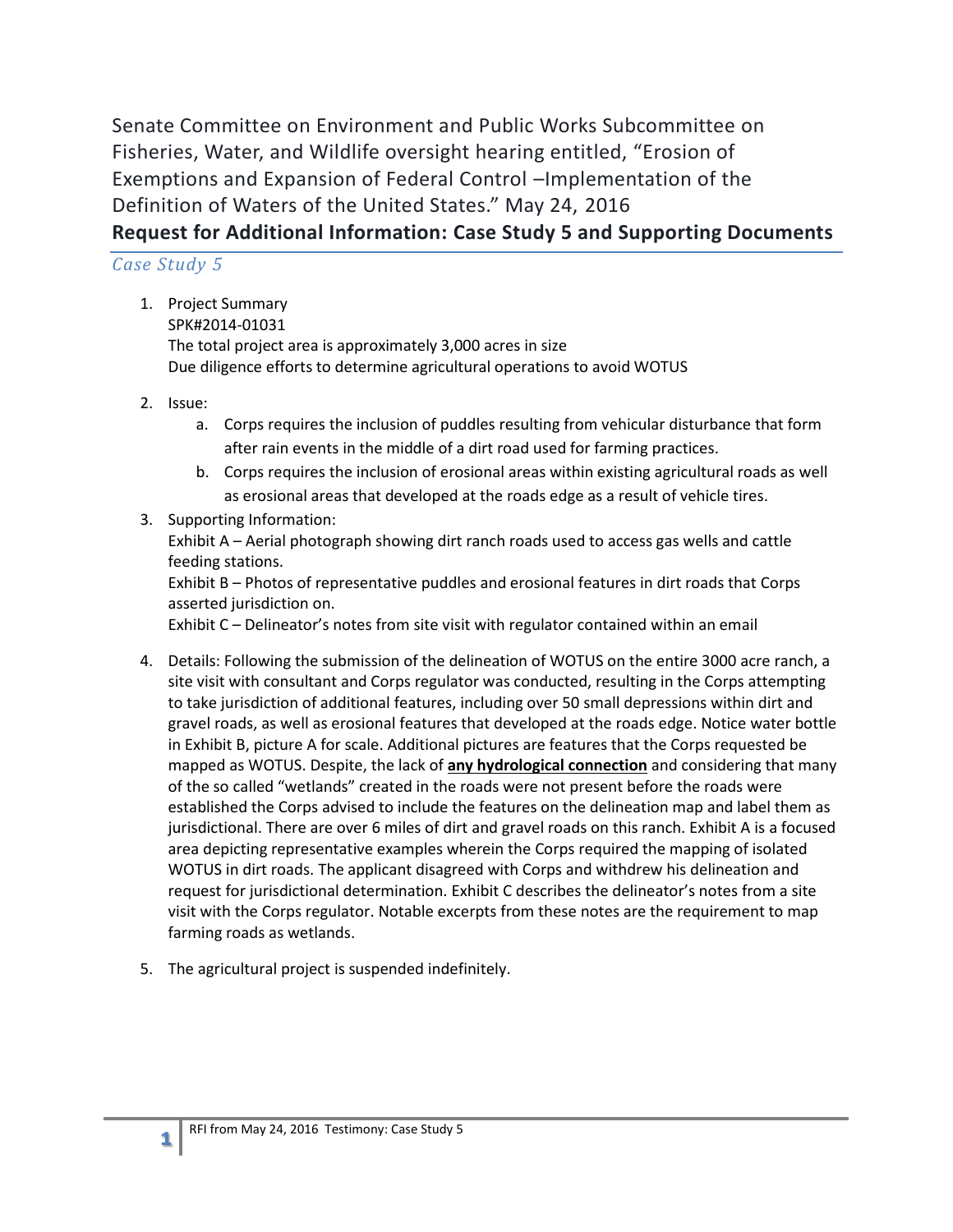Senate Committee on Environment and Public Works Subcommittee on Fisheries, Water, and Wildlife oversight hearing entitled, "Erosion of Exemptions and Expansion of Federal Control –Implementation of the Definition of Waters of the United States." May 24, 2016

# Request for Additional Information: Case Study 5 and Supporting Documents

## *Case Study 5*

1. Project Summary
   SPK#2014-01031
   The total project area is approximately 3,000 acres in size
   Due diligence efforts to determine agricultural operations to avoid WOTUS

2. Issue:
   a. Corps requires the inclusion of puddles resulting from vehicular disturbance that form after rain events in the middle of a dirt road used for farming practices.
   b. Corps requires the inclusion of erosional areas within existing agricultural roads as well as erosional areas that developed at the roads edge as a result of vehicle tires.

3. Supporting Information:
   Exhibit A – Aerial photograph showing dirt ranch roads used to access gas wells and cattle feeding stations.
   Exhibit B – Photos of representative puddles and erosional features in dirt roads that Corps asserted jurisdiction on.
   Exhibit C – Delineator's notes from site visit with regulator contained within an email

4. Details: Following the submission of the delineation of WOTUS on the entire 3000 acre ranch, a site visit with consultant and Corps regulator was conducted, resulting in the Corps attempting to take jurisdiction of additional features, including over 50 small depressions within dirt and gravel roads, as well as erosional features that developed at the roads edge. Notice water bottle in Exhibit B, picture A for scale. Additional pictures are features that the Corps requested be mapped as WOTUS. Despite, the lack of **any hydrological connection** and considering that many of the so called "wetlands" created in the roads were not present before the roads were established the Corps advised to include the features on the delineation map and label them as jurisdictional. There are over 6 miles of dirt and gravel roads on this ranch. Exhibit A is a focused area depicting representative examples wherein the Corps required the mapping of isolated WOTUS in dirt roads. The applicant disagreed with Corps and withdrew his delineation and request for jurisdictional determination. Exhibit C describes the delineator's notes from a site visit with the Corps regulator. Notable excerpts from these notes are the requirement to map farming roads as wetlands.

5. The agricultural project is suspended indefinitely.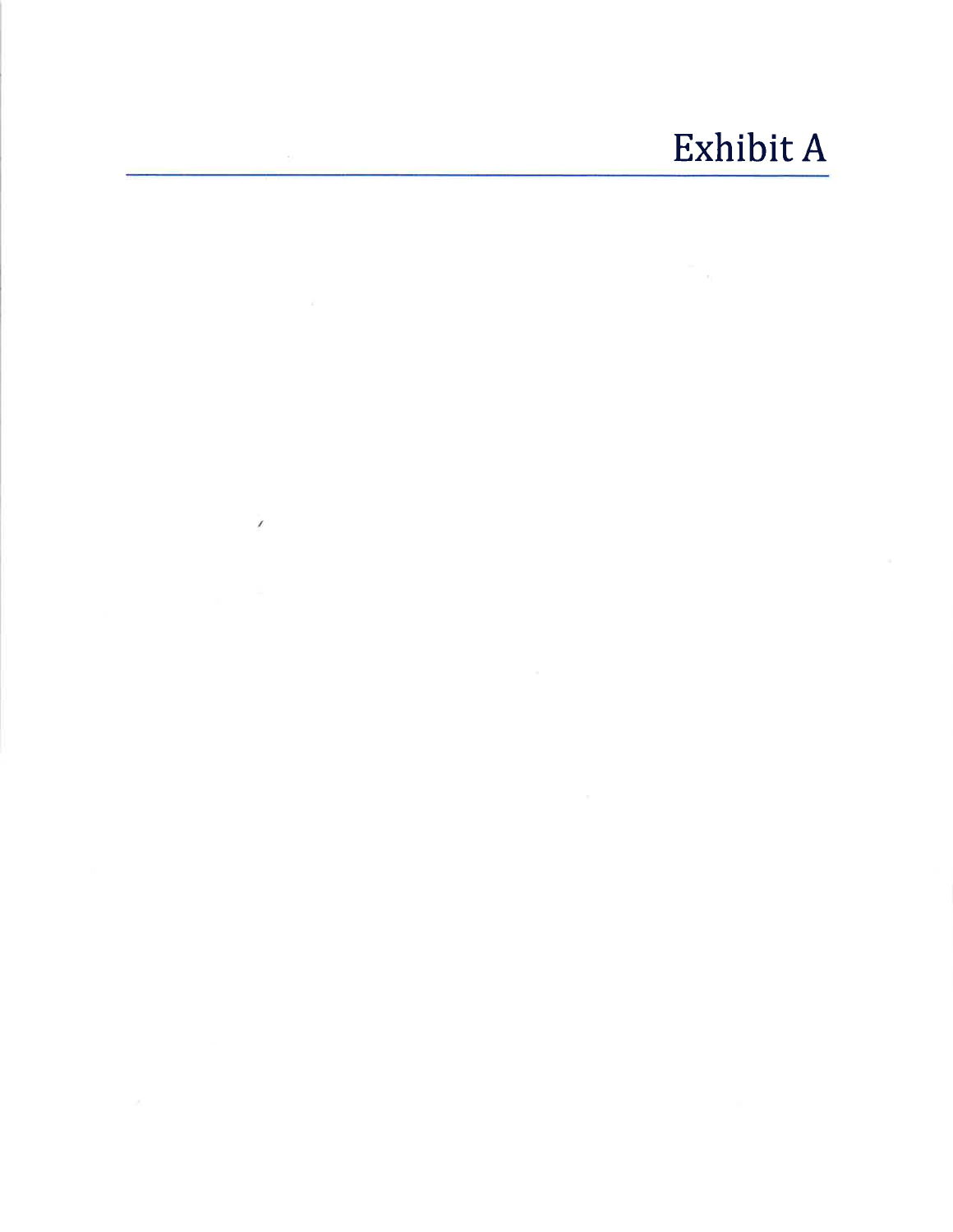# Exhibit A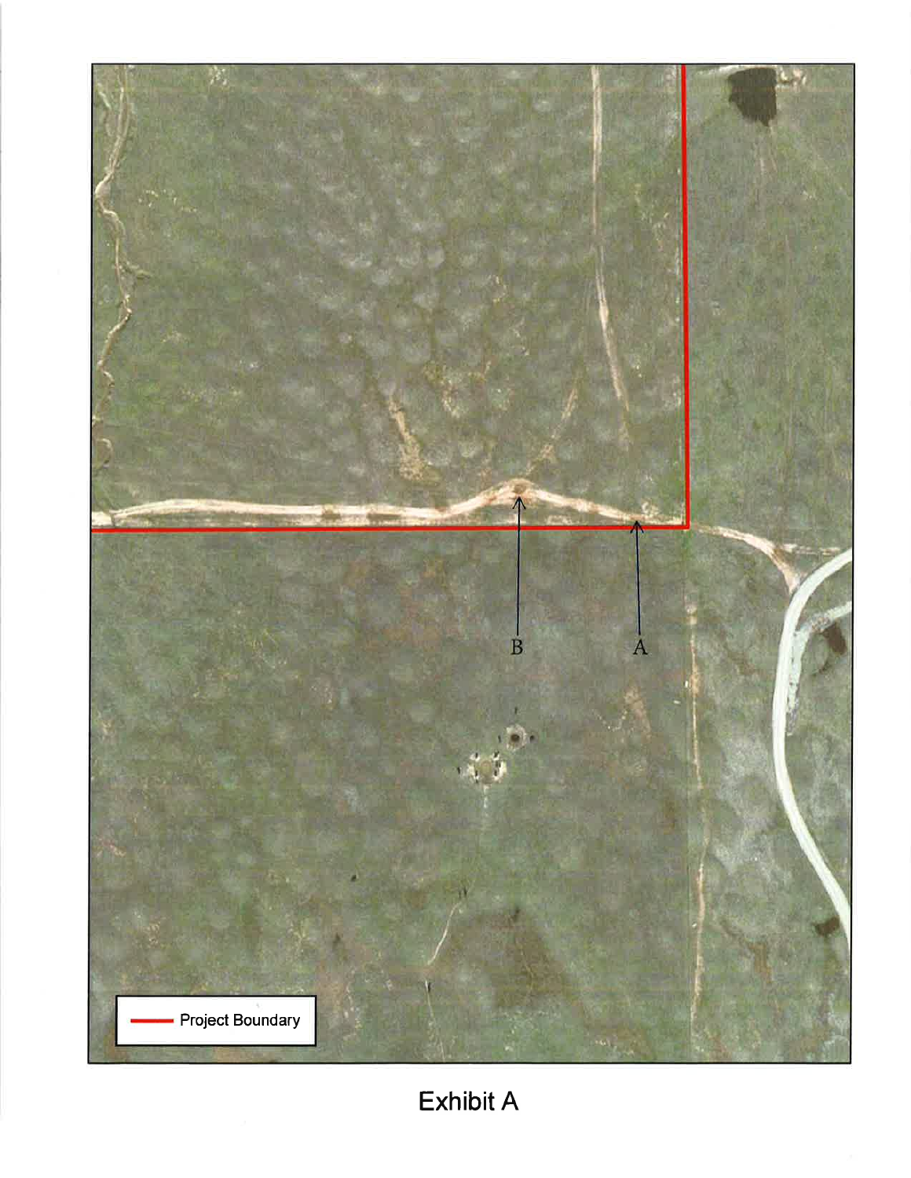Project Boundary

B

A

Exhibit A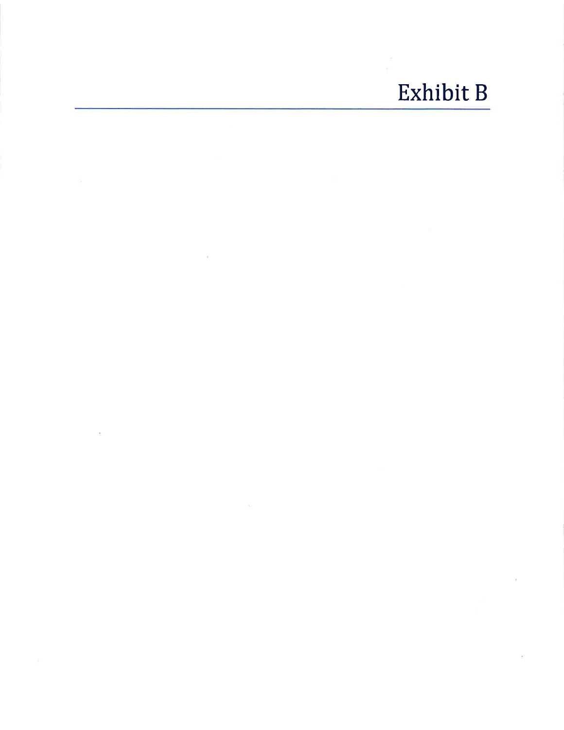# Exhibit B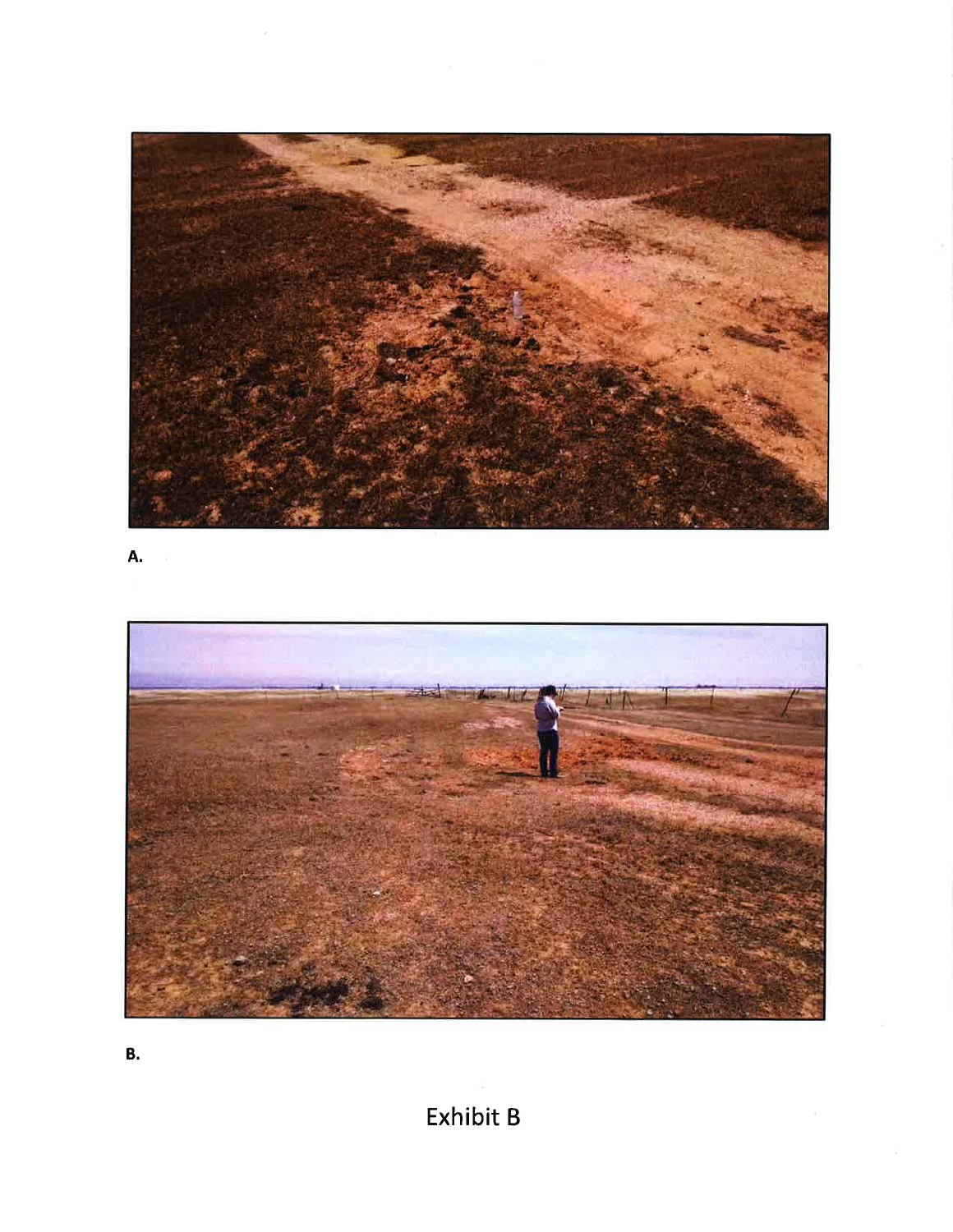A.

B.

Exhibit B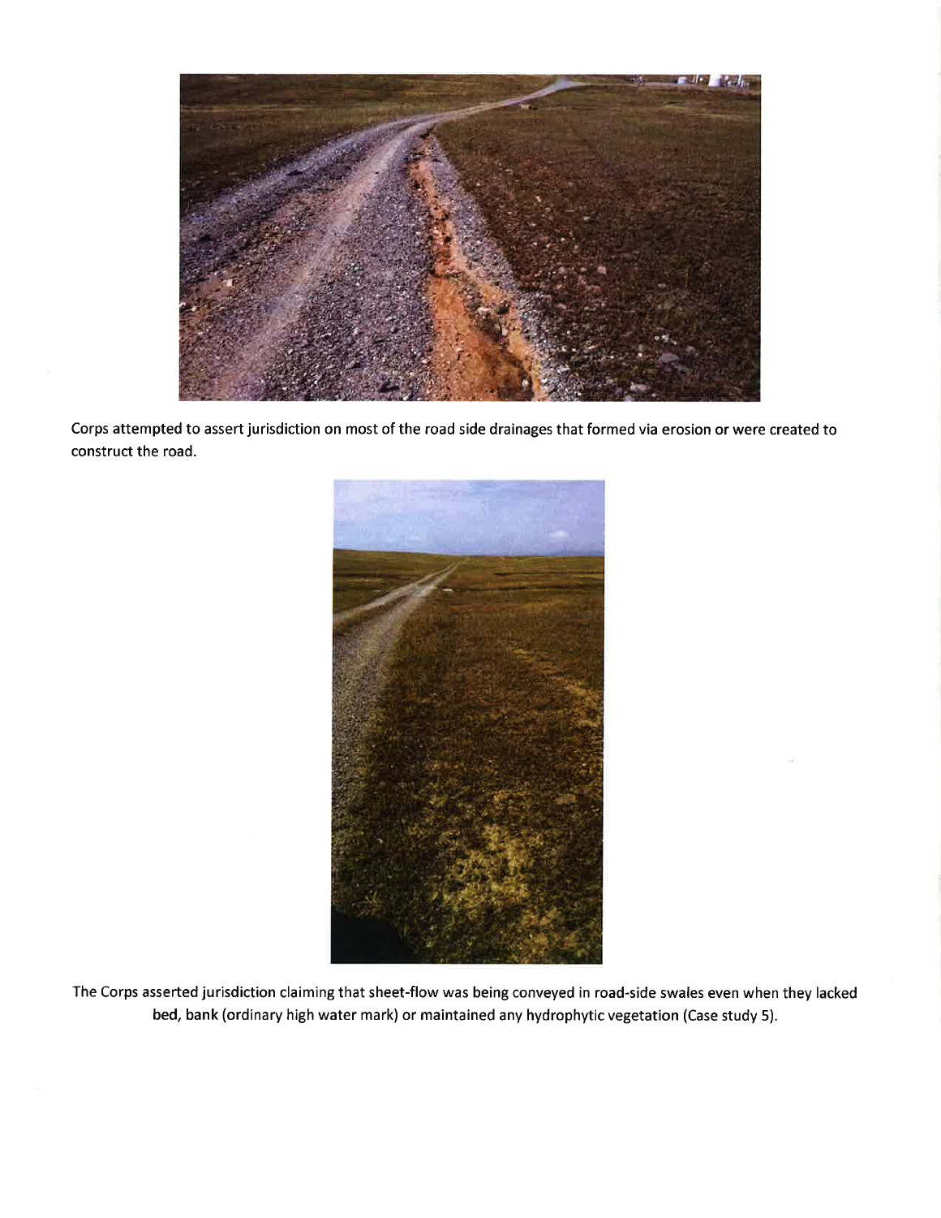Corps attempted to assert jurisdiction on most of the road side drainages that formed via erosion or were created to construct the road.

The Corps asserted jurisdiction claiming that sheet-flow was being conveyed in road-side swales even when they lacked bed, bank (ordinary high water mark) or maintained any hydrophytic vegetation (Case study 5).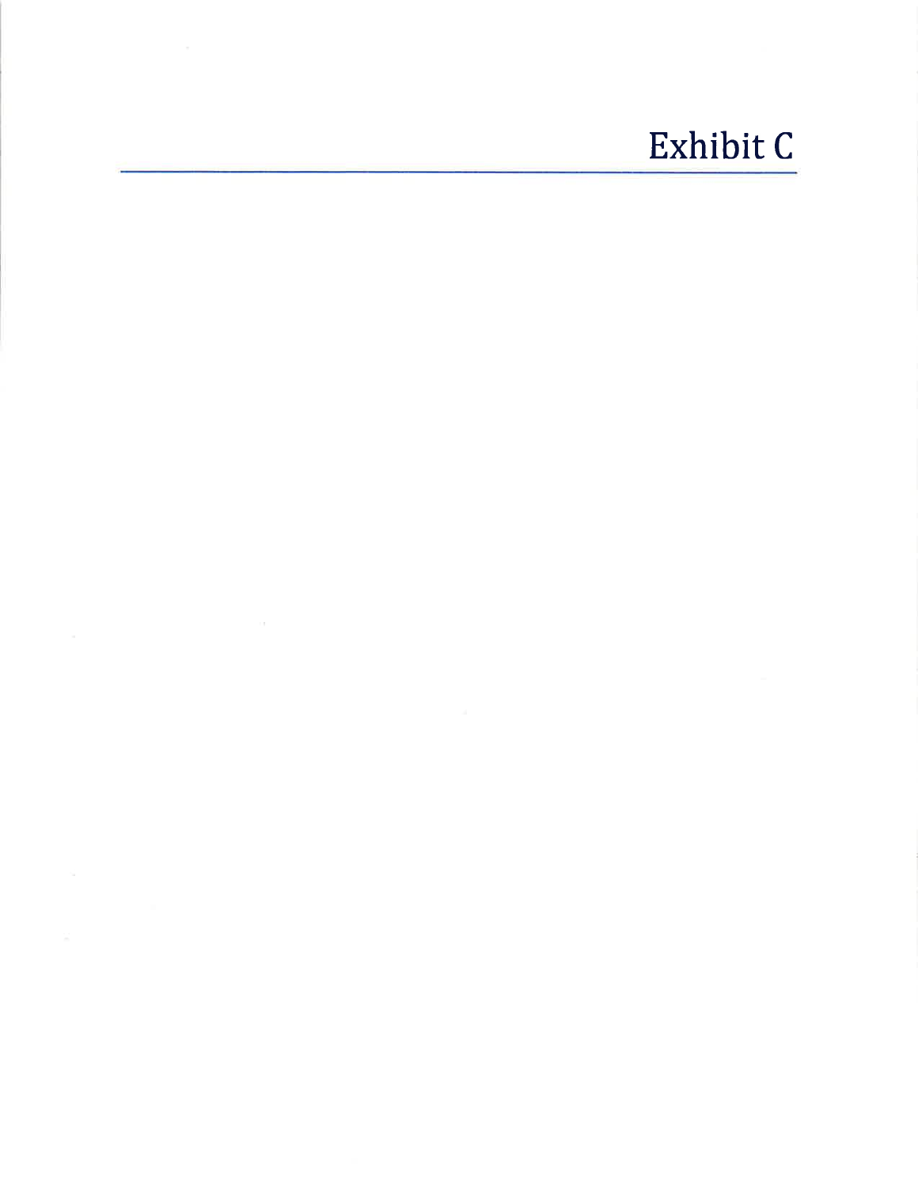# Exhibit C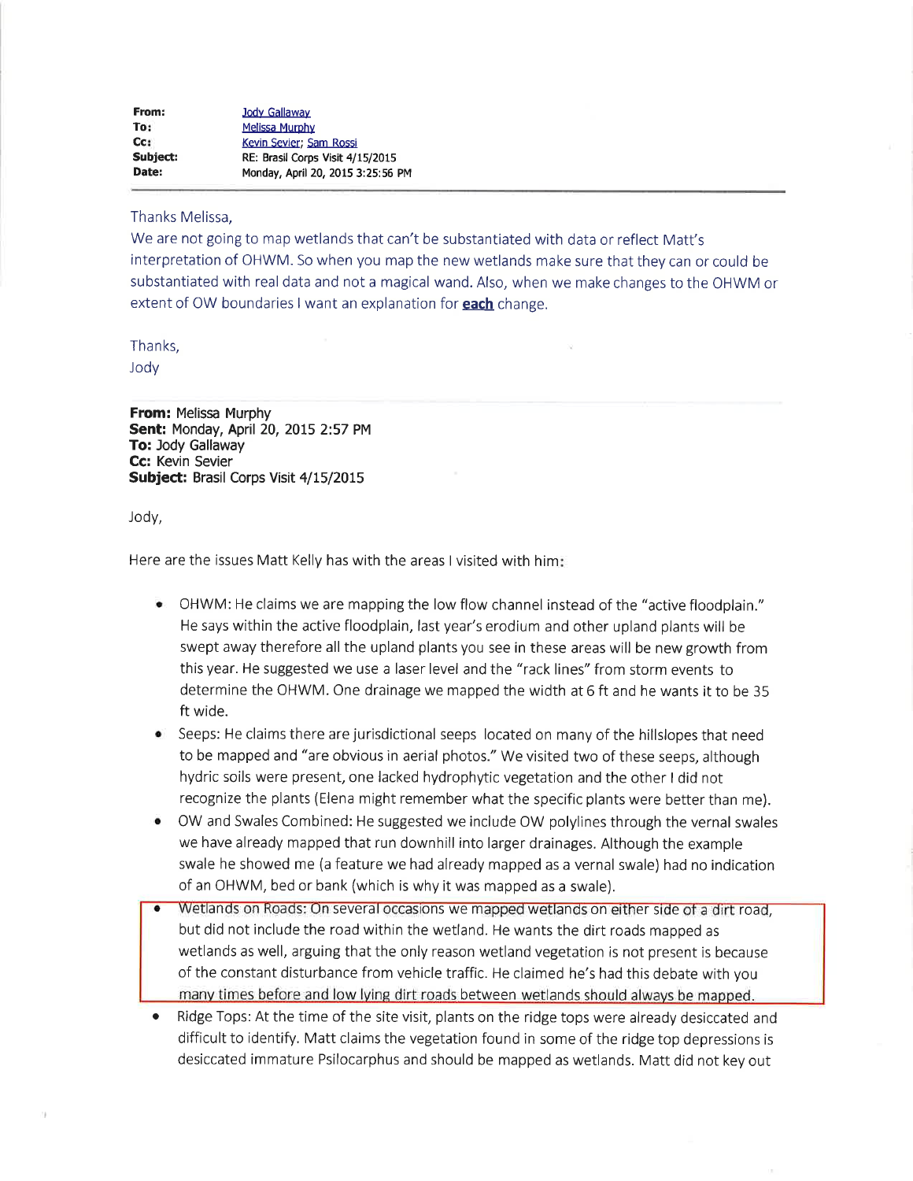| | |
|---|---|
| **From:** | Jody Gallaway |
| **To:** | Melissa Murphy |
| **Cc:** | Kevin Sevier; Sam Rossi |
| **Subject:** | RE: Brasil Corps Visit 4/15/2015 |
| **Date:** | Monday, April 20, 2015 3:25:56 PM |

Thanks Melissa,

We are not going to map wetlands that can't be substantiated with data or reflect Matt's interpretation of OHWM. So when you map the new wetlands make sure that they can or could be substantiated with real data and not a magical wand. Also, when we make changes to the OHWM or extent of OW boundaries I want an explanation for **each** change.

Thanks,
Jody

**From:** Melissa Murphy
**Sent:** Monday, April 20, 2015 2:57 PM
**To:** Jody Gallaway
**Cc:** Kevin Sevier
**Subject:** Brasil Corps Visit 4/15/2015

Jody,

Here are the issues Matt Kelly has with the areas I visited with him:

- OHWM: He claims we are mapping the low flow channel instead of the "active floodplain." He says within the active floodplain, last year's erodium and other upland plants will be swept away therefore all the upland plants you see in these areas will be new growth from this year. He suggested we use a laser level and the "rack lines" from storm events to determine the OHWM. One drainage we mapped the width at 6 ft and he wants it to be 35 ft wide.
- Seeps: He claims there are jurisdictional seeps located on many of the hillslopes that need to be mapped and "are obvious in aerial photos." We visited two of these seeps, although hydric soils were present, one lacked hydrophytic vegetation and the other I did not recognize the plants (Elena might remember what the specific plants were better than me).
- OW and Swales Combined: He suggested we include OW polylines through the vernal swales we have already mapped that run downhill into larger drainages. Although the example swale he showed me (a feature we had already mapped as a vernal swale) had no indication of an OHWM, bed or bank (which is why it was mapped as a swale).
- Wetlands on Roads: On several occasions we mapped wetlands on either side of a dirt road, but did not include the road within the wetland. He wants the dirt roads mapped as wetlands as well, arguing that the only reason wetland vegetation is not present is because of the constant disturbance from vehicle traffic. He claimed he's had this debate with you many times before and low lying dirt roads between wetlands should always be mapped.
- Ridge Tops: At the time of the site visit, plants on the ridge tops were already desiccated and difficult to identify. Matt claims the vegetation found in some of the ridge top depressions is desiccated immature Psilocarphus and should be mapped as wetlands. Matt did not key out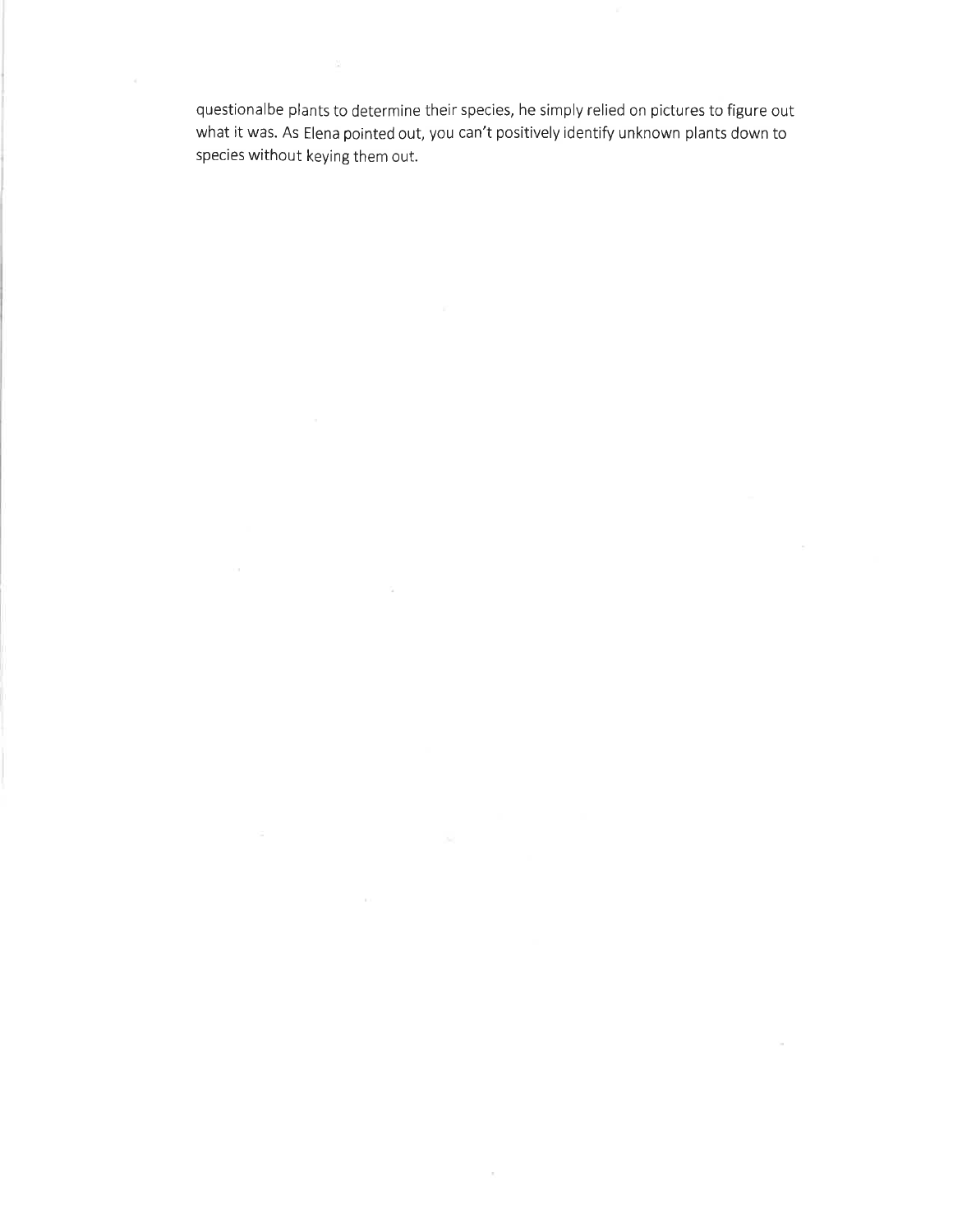questionalbe plants to determine their species, he simply relied on pictures to figure out what it was. As Elena pointed out, you can't positively identify unknown plants down to species without keying them out.